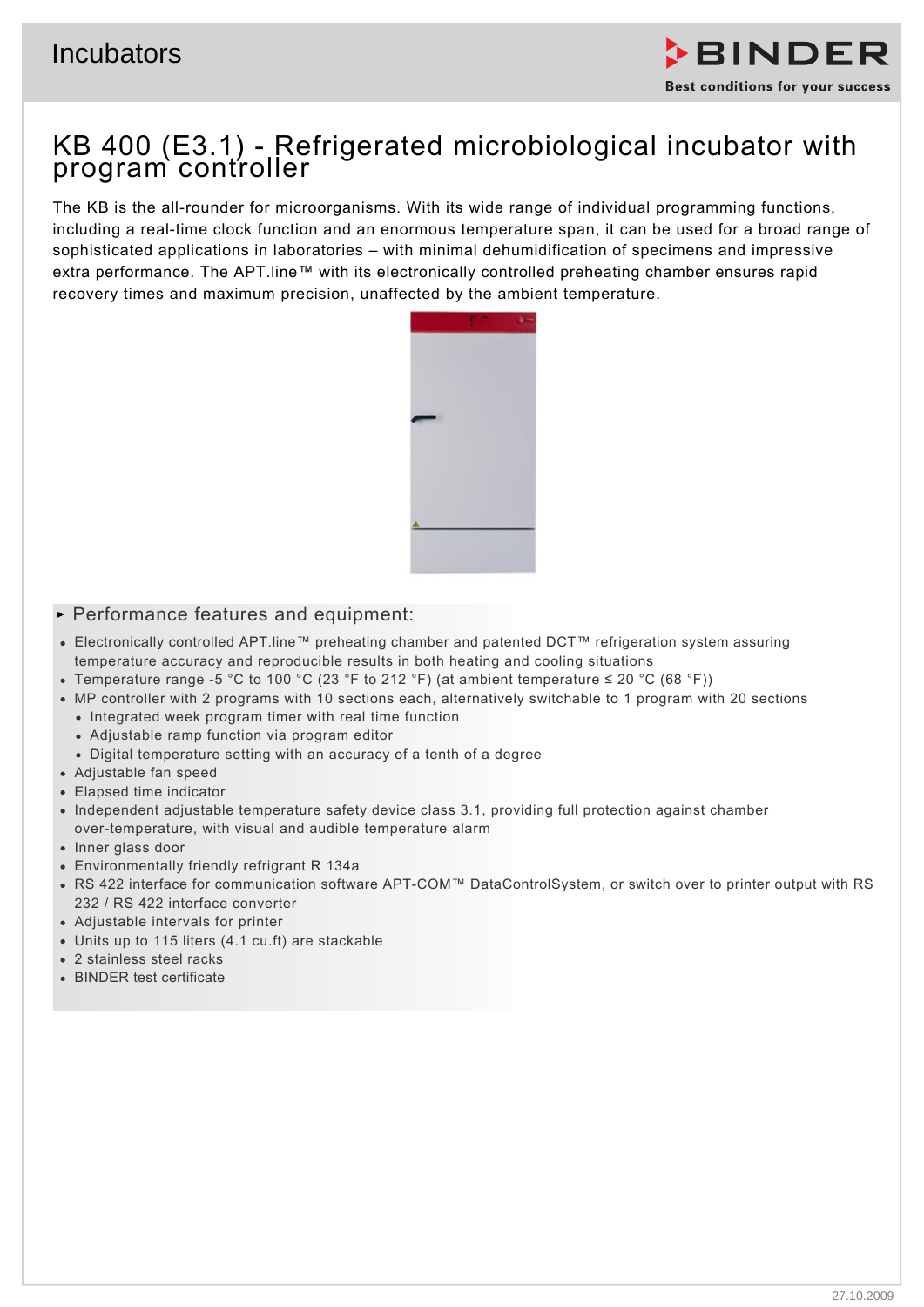# KB 400 (E3.1) - Refrigerated microbiological incubator with program controller

The KB is the all-rounder for microorganisms. With its wide range of individual programming functions, including a real-time clock function and an enormous temperature span, it can be used for a broad range of sophisticated applications in laboratories – with minimal dehumidification of specimens and impressive extra performance. The APT.line™ with its electronically controlled preheating chamber ensures rapid recovery times and maximum precision, unaffected by the ambient temperature.

## Performance features and equipment:

- Electronically controlled APT.line™ preheating chamber and patented DCT™ refrigeration system assuring temperature accuracy and reproducible results in both heating and cooling situations
- Temperature range -5 °C to 100 °C (23 °F to 212 °F) (at ambient temperature ≤ 20 °C (68 °F))
- MP controller with 2 programs with 10 sections each, alternatively switchable to 1 program with 20 sections
  - Integrated week program timer with real time function
  - Adjustable ramp function via program editor
  - Digital temperature setting with an accuracy of a tenth of a degree
- Adjustable fan speed
- Elapsed time indicator
- Independent adjustable temperature safety device class 3.1, providing full protection against chamber over-temperature, with visual and audible temperature alarm
- Inner glass door
- Environmentally friendly refrigrant R 134a
- RS 422 interface for communication software APT-COM™ DataControlSystem, or switch over to printer output with RS 232 / RS 422 interface converter
- Adjustable intervals for printer
- Units up to 115 liters (4.1 cu.ft) are stackable
- 2 stainless steel racks
- BINDER test certificate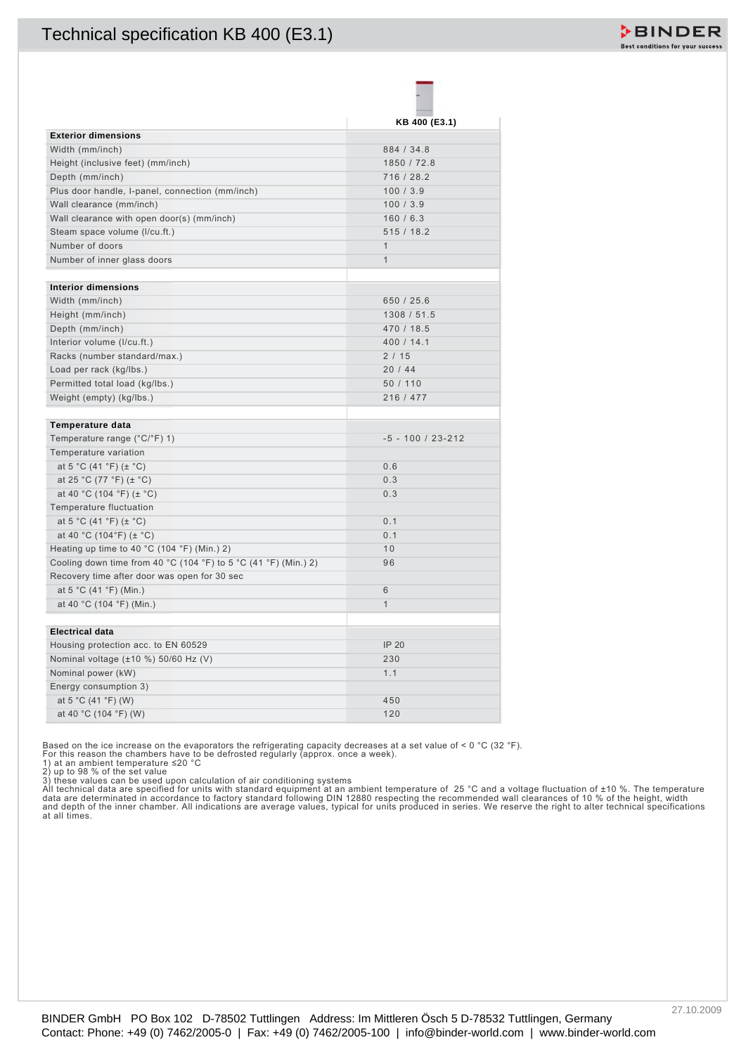# Technical specification KB 400 (E3.1)

| | KB 400 (E3.1) |
|---|---|
| **Exterior dimensions** | |
| Width (mm/inch) | 884 / 34.8 |
| Height (inclusive feet) (mm/inch) | 1850 / 72.8 |
| Depth (mm/inch) | 716 / 28.2 |
| Plus door handle, I-panel, connection (mm/inch) | 100 / 3.9 |
| Wall clearance (mm/inch) | 100 / 3.9 |
| Wall clearance with open door(s) (mm/inch) | 160 / 6.3 |
| Steam space volume (l/cu.ft.) | 515 / 18.2 |
| Number of doors | 1 |
| Number of inner glass doors | 1 |
| | |
| **Interior dimensions** | |
| Width (mm/inch) | 650 / 25.6 |
| Height (mm/inch) | 1308 / 51.5 |
| Depth (mm/inch) | 470 / 18.5 |
| Interior volume (l/cu.ft.) | 400 / 14.1 |
| Racks (number standard/max.) | 2 / 15 |
| Load per rack (kg/lbs.) | 20 / 44 |
| Permitted total load (kg/lbs.) | 50 / 110 |
| Weight (empty) (kg/lbs.) | 216 / 477 |
| | |
| **Temperature data** | |
| Temperature range (°C/°F) 1) | -5 - 100 / 23-212 |
| Temperature variation | |
| at 5 °C (41 °F) (± °C) | 0.6 |
| at 25 °C (77 °F) (± °C) | 0.3 |
| at 40 °C (104 °F) (± °C) | 0.3 |
| Temperature fluctuation | |
| at 5 °C (41 °F) (± °C) | 0.1 |
| at 40 °C (104°F) (± °C) | 0.1 |
| Heating up time to 40 °C (104 °F) (Min.) 2) | 10 |
| Cooling down time from 40 °C (104 °F) to 5 °C (41 °F) (Min.) 2) | 96 |
| Recovery time after door was open for 30 sec | |
| at 5 °C (41 °F) (Min.) | 6 |
| at 40 °C (104 °F) (Min.) | 1 |
| | |
| **Electrical data** | |
| Housing protection acc. to EN 60529 | IP 20 |
| Nominal voltage (±10 %) 50/60 Hz (V) | 230 |
| Nominal power (kW) | 1.1 |
| Energy consumption 3) | |
| at 5 °C (41 °F) (W) | 450 |
| at 40 °C (104 °F) (W) | 120 |

Based on the ice increase on the evaporators the refrigerating capacity decreases at a set value of < 0 °C (32 °F).
For this reason the chambers have to be defrosted regularly (approx. once a week).
1) at an ambient temperature ≤20 °C
2) up to 98 % of the set value
3) these values can be used upon calculation of air conditioning systems
All technical data are specified for units with standard equipment at an ambient temperature of 25 °C and a voltage fluctuation of ±10 %. The temperature data are determinated in accordance to factory standard following DIN 12880 respecting the recommended wall clearances of 10 % of the height, width and depth of the inner chamber. All indications are average values, typical for units produced in series. We reserve the right to alter technical specifications at all times.

27.10.2009

BINDER GmbH PO Box 102 D-78502 Tuttlingen Address: Im Mittleren Ösch 5 D-78532 Tuttlingen, Germany
Contact: Phone: +49 (0) 7462/2005-0 | Fax: +49 (0) 7462/2005-100 | info@binder-world.com | www.binder-world.com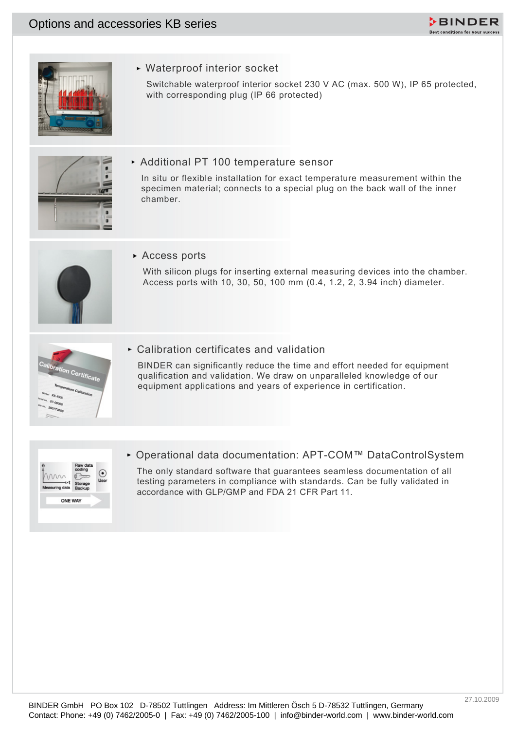# Options and accessories KB series

## Waterproof interior socket

Switchable waterproof interior socket 230 V AC (max. 500 W), IP 65 protected, with corresponding plug (IP 66 protected)

## Additional PT 100 temperature sensor

In situ or flexible installation for exact temperature measurement within the specimen material; connects to a special plug on the back wall of the inner chamber.

## Access ports

With silicon plugs for inserting external measuring devices into the chamber. Access ports with 10, 30, 50, 100 mm (0.4, 1.2, 2, 3.94 inch) diameter.

## Calibration certificates and validation

BINDER can significantly reduce the time and effort needed for equipment qualification and validation. We draw on unparalleled knowledge of our equipment applications and years of experience in certification.

## Operational data documentation: APT-COM™ DataControlSystem

The only standard software that guarantees seamless documentation of all testing parameters in compliance with standards. Can be fully validated in accordance with GLP/GMP and FDA 21 CFR Part 11.

27.10.2009

BINDER GmbH PO Box 102 D-78502 Tuttlingen Address: Im Mittleren Ösch 5 D-78532 Tuttlingen, Germany
Contact: Phone: +49 (0) 7462/2005-0 | Fax: +49 (0) 7462/2005-100 | info@binder-world.com | www.binder-world.com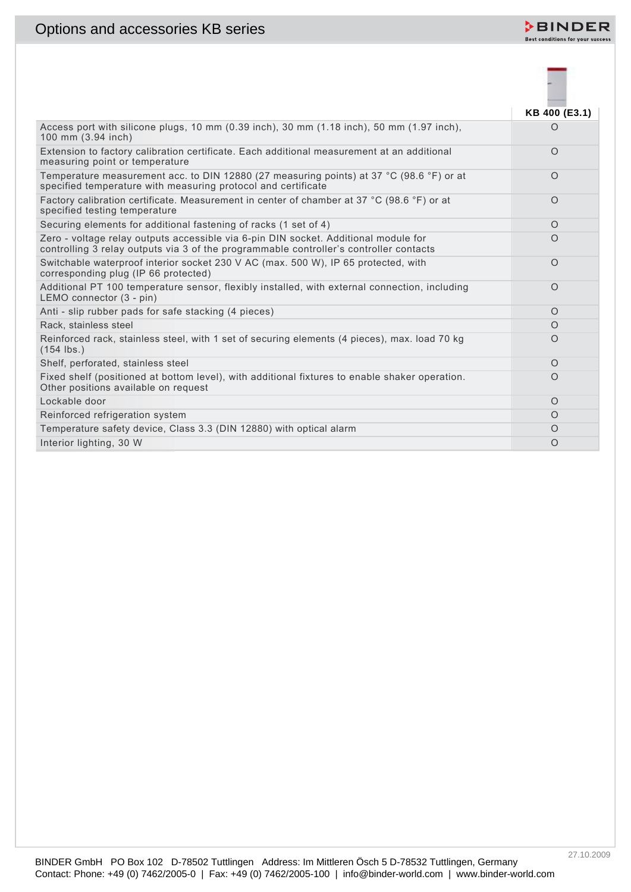# Options and accessories KB series

| | KB 400 (E3.1) |
|---|---|
| Access port with silicone plugs, 10 mm (0.39 inch), 30 mm (1.18 inch), 50 mm (1.97 inch), 100 mm (3.94 inch) | O |
| Extension to factory calibration certificate. Each additional measurement at an additional measuring point or temperature | O |
| Temperature measurement acc. to DIN 12880 (27 measuring points) at 37 °C (98.6 °F) or at specified temperature with measuring protocol and certificate | O |
| Factory calibration certificate. Measurement in center of chamber at 37 °C (98.6 °F) or at specified testing temperature | O |
| Securing elements for additional fastening of racks (1 set of 4) | O |
| Zero - voltage relay outputs accessible via 6-pin DIN socket. Additional module for controlling 3 relay outputs via 3 of the programmable controller's controller contacts | O |
| Switchable waterproof interior socket 230 V AC (max. 500 W), IP 65 protected, with corresponding plug (IP 66 protected) | O |
| Additional PT 100 temperature sensor, flexibly installed, with external connection, including LEMO connector (3 - pin) | O |
| Anti - slip rubber pads for safe stacking (4 pieces) | O |
| Rack, stainless steel | O |
| Reinforced rack, stainless steel, with 1 set of securing elements (4 pieces), max. load 70 kg (154 lbs.) | O |
| Shelf, perforated, stainless steel | O |
| Fixed shelf (positioned at bottom level), with additional fixtures to enable shaker operation. Other positions available on request | O |
| Lockable door | O |
| Reinforced refrigeration system | O |
| Temperature safety device, Class 3.3 (DIN 12880) with optical alarm | O |
| Interior lighting, 30 W | O |

27.10.2009

BINDER GmbH PO Box 102 D-78502 Tuttlingen Address: Im Mittleren Ösch 5 D-78532 Tuttlingen, Germany
Contact: Phone: +49 (0) 7462/2005-0 | Fax: +49 (0) 7462/2005-100 | info@binder-world.com | www.binder-world.com